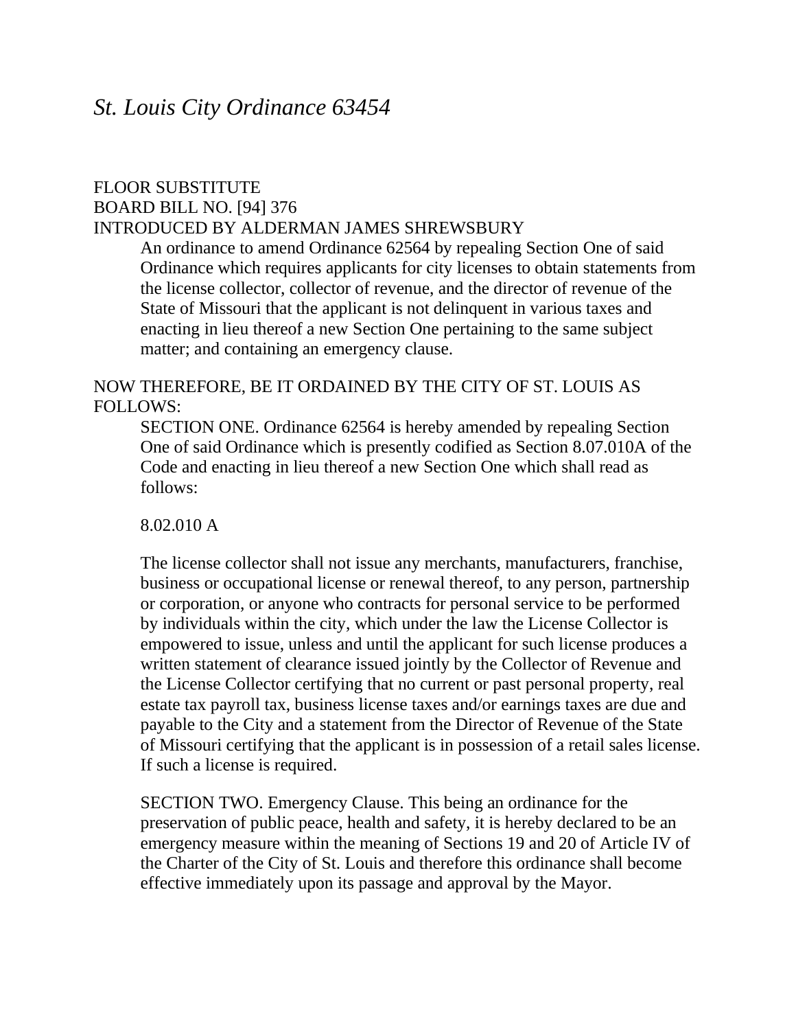# *St. Louis City Ordinance 63454*

FLOOR SUBSTITUTE
BOARD BILL NO. [94] 376
INTRODUCED BY ALDERMAN JAMES SHREWSBURY

An ordinance to amend Ordinance 62564 by repealing Section One of said Ordinance which requires applicants for city licenses to obtain statements from the license collector, collector of revenue, and the director of revenue of the State of Missouri that the applicant is not delinquent in various taxes and enacting in lieu thereof a new Section One pertaining to the same subject matter; and containing an emergency clause.

NOW THEREFORE, BE IT ORDAINED BY THE CITY OF ST. LOUIS AS FOLLOWS:

SECTION ONE. Ordinance 62564 is hereby amended by repealing Section One of said Ordinance which is presently codified as Section 8.07.010A of the Code and enacting in lieu thereof a new Section One which shall read as follows:

8.02.010 A

The license collector shall not issue any merchants, manufacturers, franchise, business or occupational license or renewal thereof, to any person, partnership or corporation, or anyone who contracts for personal service to be performed by individuals within the city, which under the law the License Collector is empowered to issue, unless and until the applicant for such license produces a written statement of clearance issued jointly by the Collector of Revenue and the License Collector certifying that no current or past personal property, real estate tax payroll tax, business license taxes and/or earnings taxes are due and payable to the City and a statement from the Director of Revenue of the State of Missouri certifying that the applicant is in possession of a retail sales license. If such a license is required.

SECTION TWO. Emergency Clause. This being an ordinance for the preservation of public peace, health and safety, it is hereby declared to be an emergency measure within the meaning of Sections 19 and 20 of Article IV of the Charter of the City of St. Louis and therefore this ordinance shall become effective immediately upon its passage and approval by the Mayor.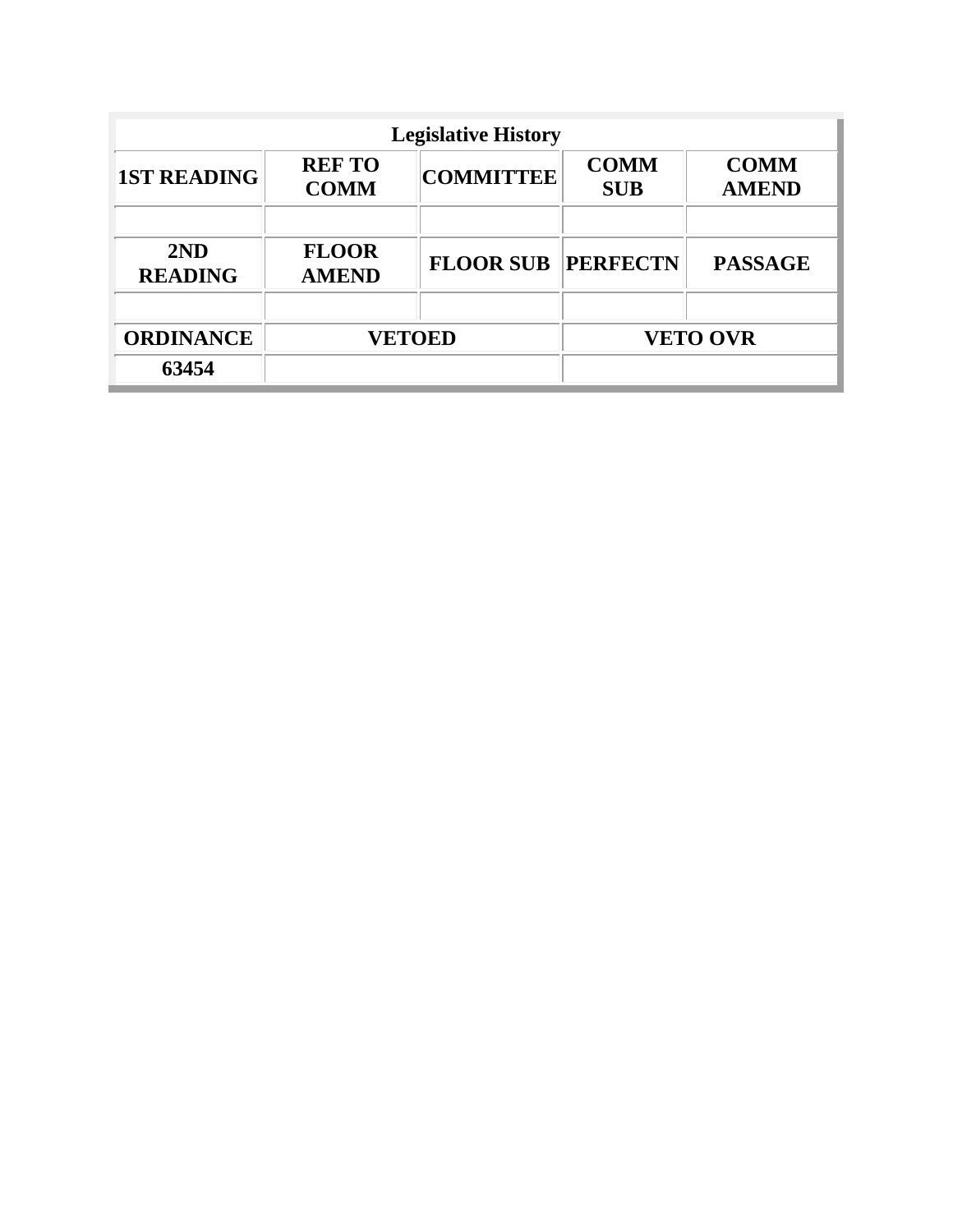| Legislative History | | | | |
|---|---|---|---|---|
| **1ST READING** | **REF TO COMM** | **COMMITTEE** | **COMM SUB** | **COMM AMEND** |
| | | | | |
| **2ND READING** | **FLOOR AMEND** | **FLOOR SUB** | **PERFECTN** | **PASSAGE** |
| | | | | |
| **ORDINANCE** | **VETOED** | | **VETO OVR** | |
| **63454** | | | | |